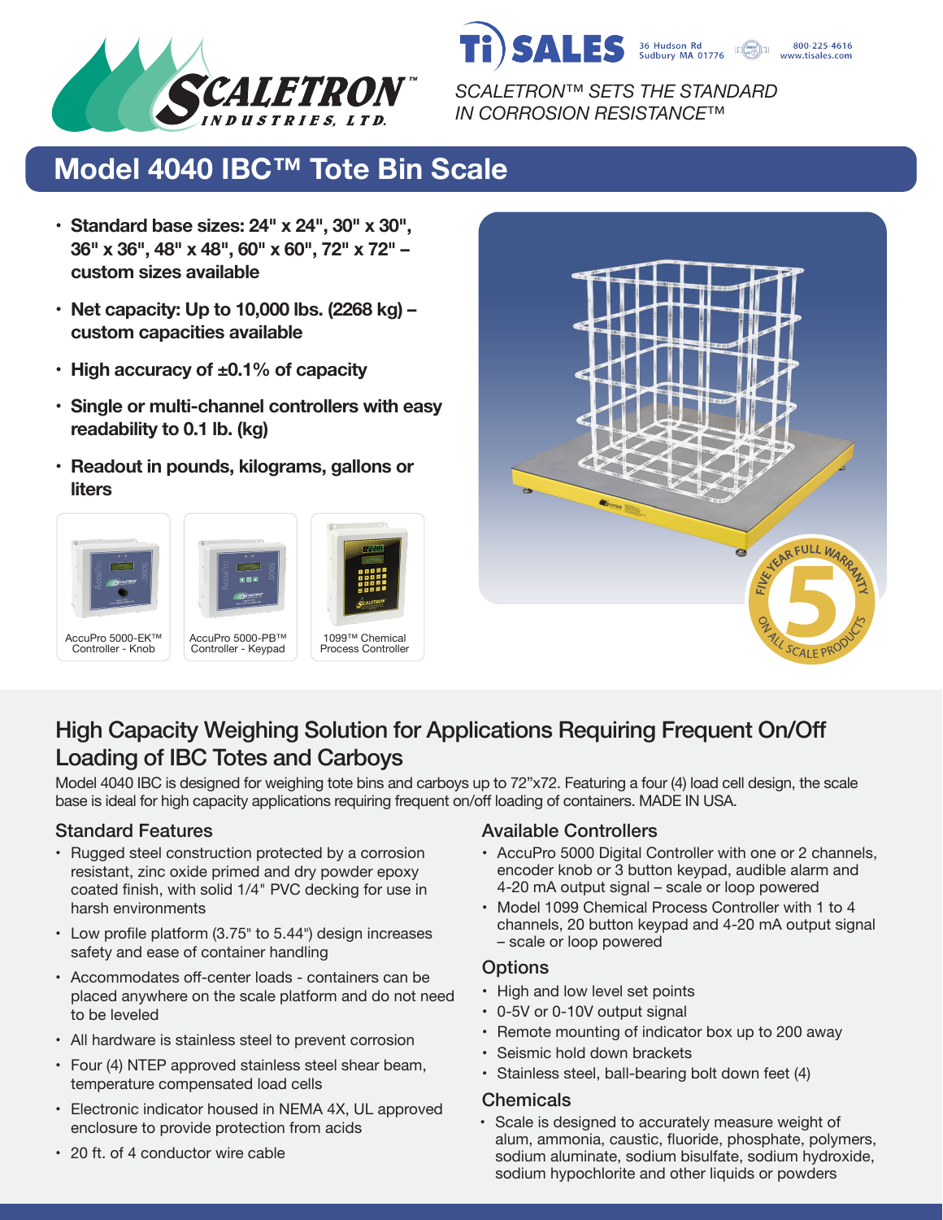SCALETRON™ SETS THE STANDARD IN CORROSION RESISTANCE™

Ti SALES 36 Hudson Rd Sudbury MA 01776 800-225-4616 www.tisales.com

# Model 4040 IBC™ Tote Bin Scale

- **Standard base sizes: 24" x 24", 30" x 30", 36" x 36", 48" x 48", 60" x 60", 72" x 72" – custom sizes available**
- **Net capacity: Up to 10,000 lbs. (2268 kg) – custom capacities available**
- **High accuracy of ±0.1% of capacity**
- **Single or multi-channel controllers with easy readability to 0.1 lb. (kg)**
- **Readout in pounds, kilograms, gallons or liters**

AccuPro 5000-EK™ Controller - Knob

AccuPro 5000-PB™ Controller - Keypad

1099™ Chemical Process Controller

FIVE YEAR FULL WARRANTY 5 ON ALL SCALE PRODUCTS

## High Capacity Weighing Solution for Applications Requiring Frequent On/Off Loading of IBC Totes and Carboys

Model 4040 IBC is designed for weighing tote bins and carboys up to 72"x72. Featuring a four (4) load cell design, the scale base is ideal for high capacity applications requiring frequent on/off loading of containers. MADE IN USA.

### Standard Features

- Rugged steel construction protected by a corrosion resistant, zinc oxide primed and dry powder epoxy coated finish, with solid 1/4" PVC decking for use in harsh environments
- Low profile platform (3.75" to 5.44") design increases safety and ease of container handling
- Accommodates off-center loads - containers can be placed anywhere on the scale platform and do not need to be leveled
- All hardware is stainless steel to prevent corrosion
- Four (4) NTEP approved stainless steel shear beam, temperature compensated load cells
- Electronic indicator housed in NEMA 4X, UL approved enclosure to provide protection from acids
- 20 ft. of 4 conductor wire cable

### Available Controllers

- AccuPro 5000 Digital Controller with one or 2 channels, encoder knob or 3 button keypad, audible alarm and 4-20 mA output signal – scale or loop powered
- Model 1099 Chemical Process Controller with 1 to 4 channels, 20 button keypad and 4-20 mA output signal – scale or loop powered

### Options

- High and low level set points
- 0-5V or 0-10V output signal
- Remote mounting of indicator box up to 200 away
- Seismic hold down brackets
- Stainless steel, ball-bearing bolt down feet (4)

### Chemicals

- Scale is designed to accurately measure weight of alum, ammonia, caustic, fluoride, phosphate, polymers, sodium aluminate, sodium bisulfate, sodium hydroxide, sodium hypochlorite and other liquids or powders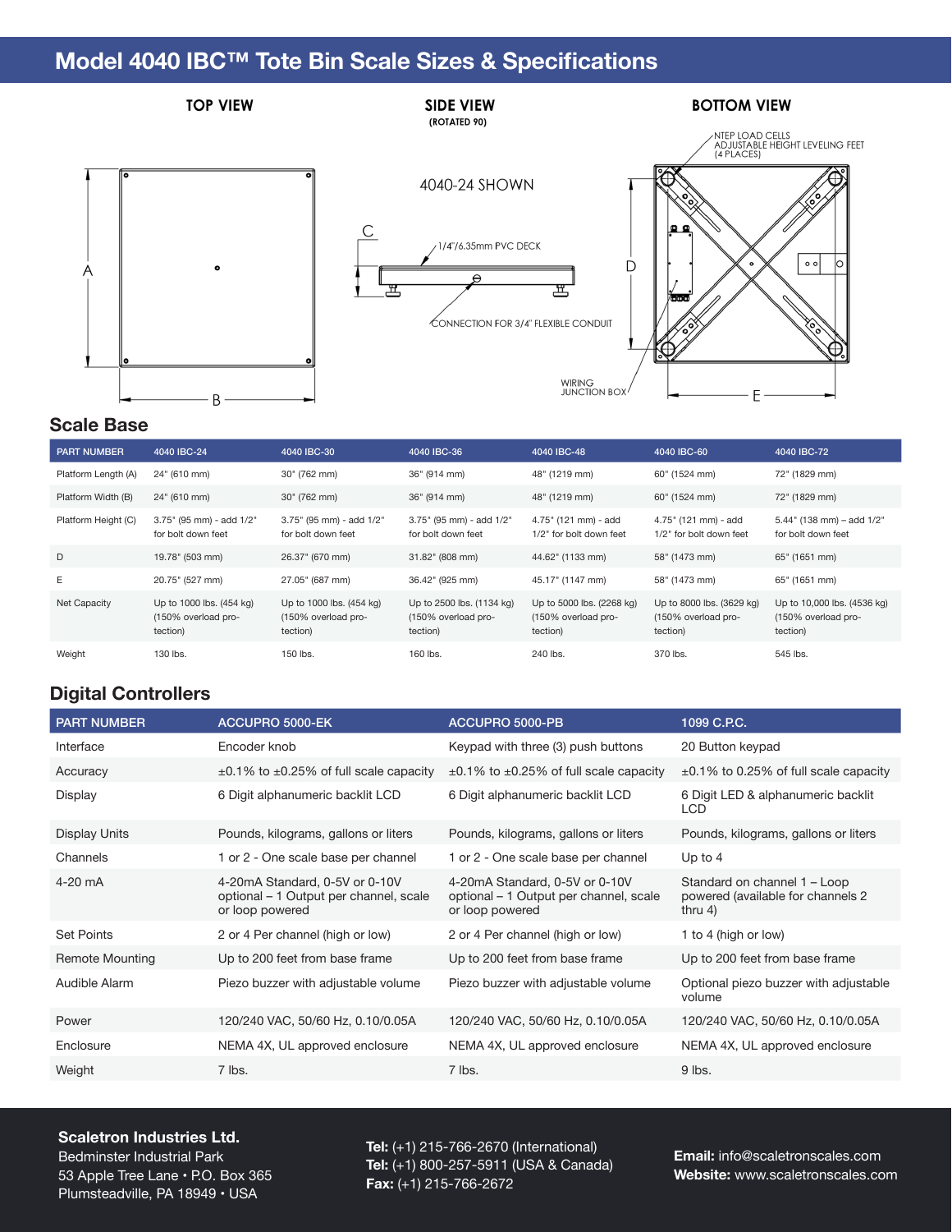# Model 4040 IBC™ Tote Bin Scale Sizes & Specifications

TOP VIEW

SIDE VIEW
(ROTATED 90)

BOTTOM VIEW

4040-24 SHOWN

1/4"/6.35mm PVC DECK

CONNECTION FOR 3/4" FLEXIBLE CONDUIT

NTEP LOAD CELLS
ADJUSTABLE HEIGHT LEVELING FEET
(4 PLACES)

WIRING
JUNCTION BOX

A

B

C

D

E

## Scale Base

| PART NUMBER | 4040 IBC-24 | 4040 IBC-30 | 4040 IBC-36 | 4040 IBC-48 | 4040 IBC-60 | 4040 IBC-72 |
|---|---|---|---|---|---|---|
| Platform Length (A) | 24" (610 mm) | 30" (762 mm) | 36" (914 mm) | 48" (1219 mm) | 60" (1524 mm) | 72" (1829 mm) |
| Platform Width (B) | 24" (610 mm) | 30" (762 mm) | 36" (914 mm) | 48" (1219 mm) | 60" (1524 mm) | 72" (1829 mm) |
| Platform Height (C) | 3.75" (95 mm) - add 1/2" for bolt down feet | 3.75" (95 mm) - add 1/2" for bolt down feet | 3.75" (95 mm) - add 1/2" for bolt down feet | 4.75" (121 mm) - add 1/2" for bolt down feet | 4.75" (121 mm) - add 1/2" for bolt down feet | 5.44" (138 mm) – add 1/2" for bolt down feet |
| D | 19.78" (503 mm) | 26.37" (670 mm) | 31.82" (808 mm) | 44.62" (1133 mm) | 58" (1473 mm) | 65" (1651 mm) |
| E | 20.75" (527 mm) | 27.05" (687 mm) | 36.42" (925 mm) | 45.17" (1147 mm) | 58" (1473 mm) | 65" (1651 mm) |
| Net Capacity | Up to 1000 lbs. (454 kg) (150% overload protection) | Up to 1000 lbs. (454 kg) (150% overload protection) | Up to 2500 lbs. (1134 kg) (150% overload protection) | Up to 5000 lbs. (2268 kg) (150% overload protection) | Up to 8000 lbs. (3629 kg) (150% overload protection) | Up to 10,000 lbs. (4536 kg) (150% overload protection) |
| Weight | 130 lbs. | 150 lbs. | 160 lbs. | 240 lbs. | 370 lbs. | 545 lbs. |

## Digital Controllers

| PART NUMBER | ACCUPRO 5000-EK | ACCUPRO 5000-PB | 1099 C.P.C. |
|---|---|---|---|
| Interface | Encoder knob | Keypad with three (3) push buttons | 20 Button keypad |
| Accuracy | ±0.1% to ±0.25% of full scale capacity | ±0.1% to ±0.25% of full scale capacity | ±0.1% to 0.25% of full scale capacity |
| Display | 6 Digit alphanumeric backlit LCD | 6 Digit alphanumeric backlit LCD | 6 Digit LED & alphanumeric backlit LCD |
| Display Units | Pounds, kilograms, gallons or liters | Pounds, kilograms, gallons or liters | Pounds, kilograms, gallons or liters |
| Channels | 1 or 2 - One scale base per channel | 1 or 2 - One scale base per channel | Up to 4 |
| 4-20 mA | 4-20mA Standard, 0-5V or 0-10V optional – 1 Output per channel, scale or loop powered | 4-20mA Standard, 0-5V or 0-10V optional – 1 Output per channel, scale or loop powered | Standard on channel 1 – Loop powered (available for channels 2 thru 4) |
| Set Points | 2 or 4 Per channel (high or low) | 2 or 4 Per channel (high or low) | 1 to 4 (high or low) |
| Remote Mounting | Up to 200 feet from base frame | Up to 200 feet from base frame | Up to 200 feet from base frame |
| Audible Alarm | Piezo buzzer with adjustable volume | Piezo buzzer with adjustable volume | Optional piezo buzzer with adjustable volume |
| Power | 120/240 VAC, 50/60 Hz, 0.10/0.05A | 120/240 VAC, 50/60 Hz, 0.10/0.05A | 120/240 VAC, 50/60 Hz, 0.10/0.05A |
| Enclosure | NEMA 4X, UL approved enclosure | NEMA 4X, UL approved enclosure | NEMA 4X, UL approved enclosure |
| Weight | 7 lbs. | 7 lbs. | 9 lbs. |

**Scaletron Industries Ltd.**
Bedminster Industrial Park
53 Apple Tree Lane • P.O. Box 365
Plumsteadville, PA 18949 • USA

**Tel:** (+1) 215-766-2670 (International)
**Tel:** (+1) 800-257-5911 (USA & Canada)
**Fax:** (+1) 215-766-2672

**Email:** info@scaletronscales.com
**Website:** www.scaletronscales.com